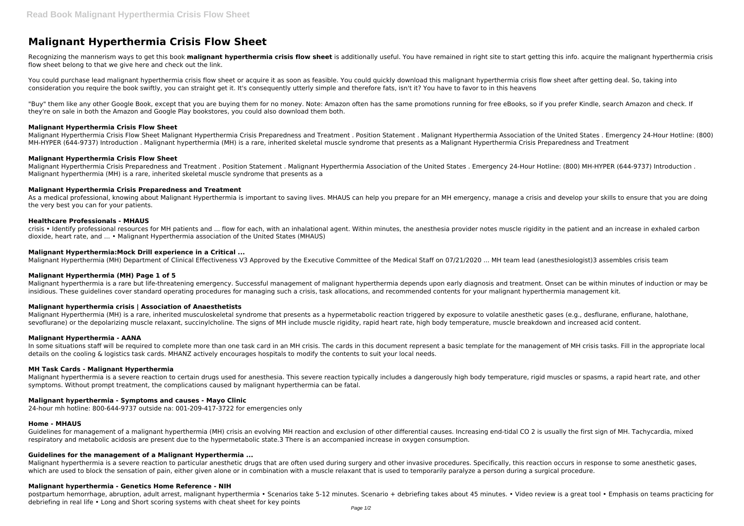# Malignant Hyperthermia Crisis Flow Sheet

Recognizing the mannerism ways to get this book **malignant hyperthermia crisis flow sheet** is additionally useful. You have remained in right site to start getting this info. acquire the malignant hyperthermia crisis flow sheet belong to that we give here and check out the link.

You could purchase lead malignant hyperthermia crisis flow sheet or acquire it as soon as feasible. You could quickly download this malignant hyperthermia crisis flow sheet after getting deal. So, taking into consideration you require the book swiftly, you can straight get it. It's consequently utterly simple and therefore fats, isn't it? You have to favor to in this heavens

"Buy" them like any other Google Book, except that you are buying them for no money. Note: Amazon often has the same promotions running for free eBooks, so if you prefer Kindle, search Amazon and check. If they're on sale in both the Amazon and Google Play bookstores, you could also download them both.

### Malignant Hyperthermia Crisis Flow Sheet

Malignant Hyperthermia Crisis Flow Sheet Malignant Hyperthermia Crisis Preparedness and Treatment . Position Statement . Malignant Hyperthermia Association of the United States . Emergency 24-Hour Hotline: (800) MH-HYPER (644-9737) Introduction . Malignant hyperthermia (MH) is a rare, inherited skeletal muscle syndrome that presents as a Malignant Hyperthermia Crisis Preparedness and Treatment

### Malignant Hyperthermia Crisis Flow Sheet

Malignant Hyperthermia Crisis Preparedness and Treatment . Position Statement . Malignant Hyperthermia Association of the United States . Emergency 24-Hour Hotline: (800) MH-HYPER (644-9737) Introduction . Malignant hyperthermia (MH) is a rare, inherited skeletal muscle syndrome that presents as a

### Malignant Hyperthermia Crisis Preparedness and Treatment

As a medical professional, knowing about Malignant Hyperthermia is important to saving lives. MHAUS can help you prepare for an MH emergency, manage a crisis and develop your skills to ensure that you are doing the very best you can for your patients.

### Healthcare Professionals - MHAUS

crisis • Identify professional resources for MH patients and ... flow for each, with an inhalational agent. Within minutes, the anesthesia provider notes muscle rigidity in the patient and an increase in exhaled carbon dioxide, heart rate, and ... • Malignant Hyperthermia association of the United States (MHAUS)

### Malignant Hyperthermia:Mock Drill experience in a Critical ...

Malignant Hyperthermia (MH) Department of Clinical Effectiveness V3 Approved by the Executive Committee of the Medical Staff on 07/21/2020 ... MH team lead (anesthesiologist)3 assembles crisis team

### Malignant Hyperthermia (MH) Page 1 of 5

Malignant hyperthermia is a rare but life-threatening emergency. Successful management of malignant hyperthermia depends upon early diagnosis and treatment. Onset can be within minutes of induction or may be insidious. These guidelines cover standard operating procedures for managing such a crisis, task allocations, and recommended contents for your malignant hyperthermia management kit.

### Malignant hyperthermia crisis | Association of Anaesthetists

Malignant Hyperthermia (MH) is a rare, inherited musculoskeletal syndrome that presents as a hypermetabolic reaction triggered by exposure to volatile anesthetic gases (e.g., desflurane, enflurane, halothane, sevoflurane) or the depolarizing muscle relaxant, succinylcholine. The signs of MH include muscle rigidity, rapid heart rate, high body temperature, muscle breakdown and increased acid content.

### Malignant Hyperthermia - AANA

In some situations staff will be required to complete more than one task card in an MH crisis. The cards in this document represent a basic template for the management of MH crisis tasks. Fill in the appropriate local details on the cooling & logistics task cards. MHANZ actively encourages hospitals to modify the contents to suit your local needs.

### MH Task Cards - Malignant Hyperthermia

Malignant hyperthermia is a severe reaction to certain drugs used for anesthesia. This severe reaction typically includes a dangerously high body temperature, rigid muscles or spasms, a rapid heart rate, and other symptoms. Without prompt treatment, the complications caused by malignant hyperthermia can be fatal.

### Malignant hyperthermia - Symptoms and causes - Mayo Clinic

24-hour mh hotline: 800-644-9737 outside na: 001-209-417-3722 for emergencies only

### Home - MHAUS

Guidelines for management of a malignant hyperthermia (MH) crisis an evolving MH reaction and exclusion of other differential causes. Increasing end-tidal CO 2 is usually the first sign of MH. Tachycardia, mixed respiratory and metabolic acidosis are present due to the hypermetabolic state.3 There is an accompanied increase in oxygen consumption.

### Guidelines for the management of a Malignant Hyperthermia ...

Malignant hyperthermia is a severe reaction to particular anesthetic drugs that are often used during surgery and other invasive procedures. Specifically, this reaction occurs in response to some anesthetic gases, which are used to block the sensation of pain, either given alone or in combination with a muscle relaxant that is used to temporarily paralyze a person during a surgical procedure.

### Malignant hyperthermia - Genetics Home Reference - NIH

postpartum hemorrhage, abruption, adult arrest, malignant hyperthermia • Scenarios take 5-12 minutes. Scenario + debriefing takes about 45 minutes. • Video review is a great tool • Emphasis on teams practicing for debriefing in real life • Long and Short scoring systems with cheat sheet for key points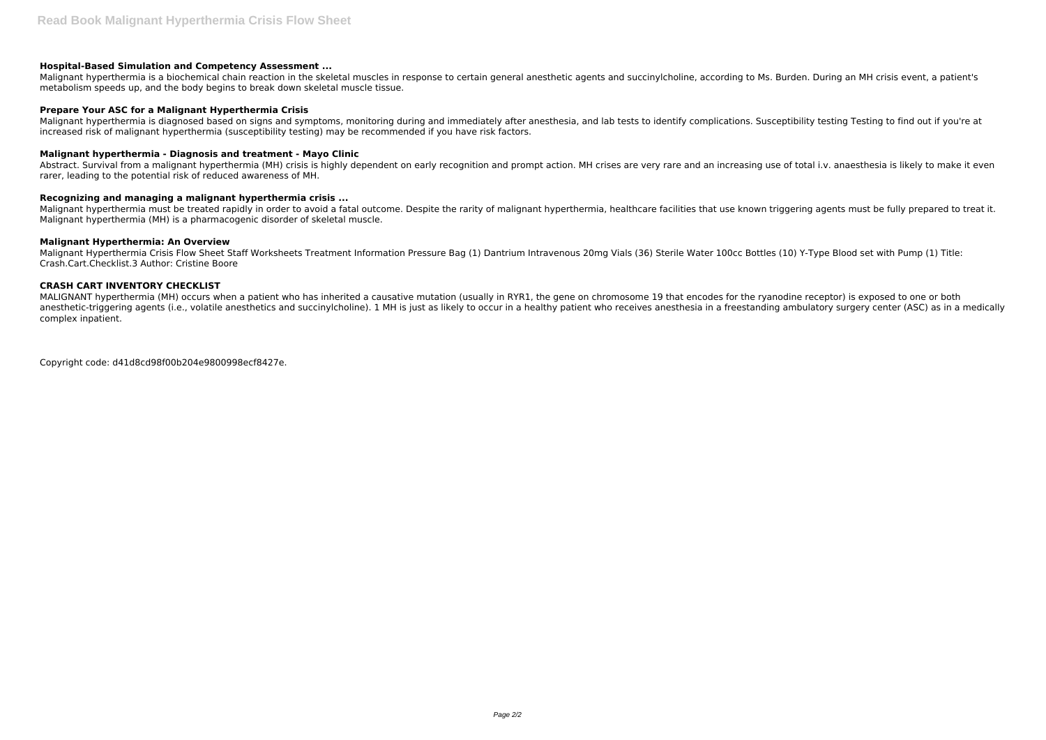### Hospital-Based Simulation and Competency Assessment ...

Malignant hyperthermia is a biochemical chain reaction in the skeletal muscles in response to certain general anesthetic agents and succinylcholine, according to Ms. Burden. During an MH crisis event, a patient's metabolism speeds up, and the body begins to break down skeletal muscle tissue.

### Prepare Your ASC for a Malignant Hyperthermia Crisis

Malignant hyperthermia is diagnosed based on signs and symptoms, monitoring during and immediately after anesthesia, and lab tests to identify complications. Susceptibility testing Testing to find out if you're at increased risk of malignant hyperthermia (susceptibility testing) may be recommended if you have risk factors.

### Malignant hyperthermia - Diagnosis and treatment - Mayo Clinic

Abstract. Survival from a malignant hyperthermia (MH) crisis is highly dependent on early recognition and prompt action. MH crises are very rare and an increasing use of total i.v. anaesthesia is likely to make it even rarer, leading to the potential risk of reduced awareness of MH.

### Recognizing and managing a malignant hyperthermia crisis ...

Malignant hyperthermia must be treated rapidly in order to avoid a fatal outcome. Despite the rarity of malignant hyperthermia, healthcare facilities that use known triggering agents must be fully prepared to treat it. Malignant hyperthermia (MH) is a pharmacogenic disorder of skeletal muscle.

### Malignant Hyperthermia: An Overview

Malignant Hyperthermia Crisis Flow Sheet Staff Worksheets Treatment Information Pressure Bag (1) Dantrium Intravenous 20mg Vials (36) Sterile Water 100cc Bottles (10) Y-Type Blood set with Pump (1) Title: Crash.Cart.Checklist.3 Author: Cristine Boore

### CRASH CART INVENTORY CHECKLIST

MALIGNANT hyperthermia (MH) occurs when a patient who has inherited a causative mutation (usually in RYR1, the gene on chromosome 19 that encodes for the ryanodine receptor) is exposed to one or both anesthetic-triggering agents (i.e., volatile anesthetics and succinylcholine). 1 MH is just as likely to occur in a healthy patient who receives anesthesia in a freestanding ambulatory surgery center (ASC) as in a medically complex inpatient.

Copyright code: d41d8cd98f00b204e9800998ecf8427e.